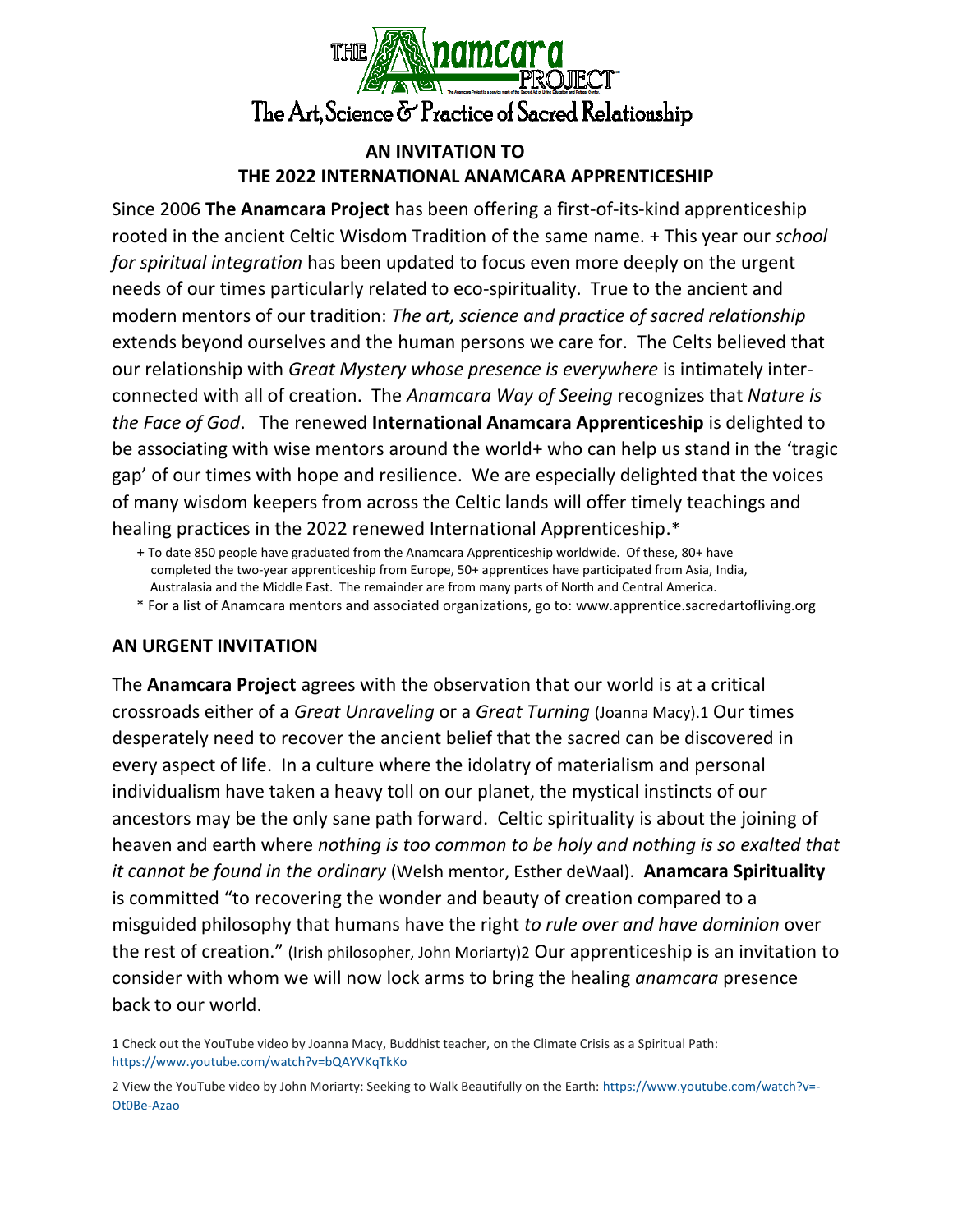THE Anamcara PROJECT

The Art, Science & Practice of Sacred Relationship

## AN INVITATION TO THE 2022 INTERNATIONAL ANAMCARA APPRENTICESHIP

Since 2006 **The Anamcara Project** has been offering a first-of-its-kind apprenticeship rooted in the ancient Celtic Wisdom Tradition of the same name. + This year our *school for spiritual integration* has been updated to focus even more deeply on the urgent needs of our times particularly related to eco-spirituality. True to the ancient and modern mentors of our tradition: *The art, science and practice of sacred relationship* extends beyond ourselves and the human persons we care for. The Celts believed that our relationship with *Great Mystery whose presence is everywhere* is intimately inter-connected with all of creation. The *Anamcara Way of Seeing* recognizes that *Nature is the Face of God*. The renewed **International Anamcara Apprenticeship** is delighted to be associating with wise mentors around the world+ who can help us stand in the 'tragic gap' of our times with hope and resilience. We are especially delighted that the voices of many wisdom keepers from across the Celtic lands will offer timely teachings and healing practices in the 2022 renewed International Apprenticeship.*

+ To date 850 people have graduated from the Anamcara Apprenticeship worldwide. Of these, 80+ have completed the two-year apprenticeship from Europe, 50+ apprentices have participated from Asia, India, Australasia and the Middle East. The remainder are from many parts of North and Central America.

* For a list of Anamcara mentors and associated organizations, go to: www.apprentice.sacredartofliving.org

## AN URGENT INVITATION

The **Anamcara Project** agrees with the observation that our world is at a critical crossroads either of a *Great Unraveling* or a *Great Turning* (Joanna Macy).1 Our times desperately need to recover the ancient belief that the sacred can be discovered in every aspect of life. In a culture where the idolatry of materialism and personal individualism have taken a heavy toll on our planet, the mystical instincts of our ancestors may be the only sane path forward. Celtic spirituality is about the joining of heaven and earth where *nothing is too common to be holy and nothing is so exalted that it cannot be found in the ordinary* (Welsh mentor, Esther deWaal). **Anamcara Spirituality** is committed "to recovering the wonder and beauty of creation compared to a misguided philosophy that humans have the right *to rule over and have dominion* over the rest of creation." (Irish philosopher, John Moriarty)2 Our apprenticeship is an invitation to consider with whom we will now lock arms to bring the healing *anamcara* presence back to our world.

1 Check out the YouTube video by Joanna Macy, Buddhist teacher, on the Climate Crisis as a Spiritual Path: https://www.youtube.com/watch?v=bQAYVKqTkKo

2 View the YouTube video by John Moriarty: Seeking to Walk Beautifully on the Earth: https://www.youtube.com/watch?v=-Ot0Be-Azao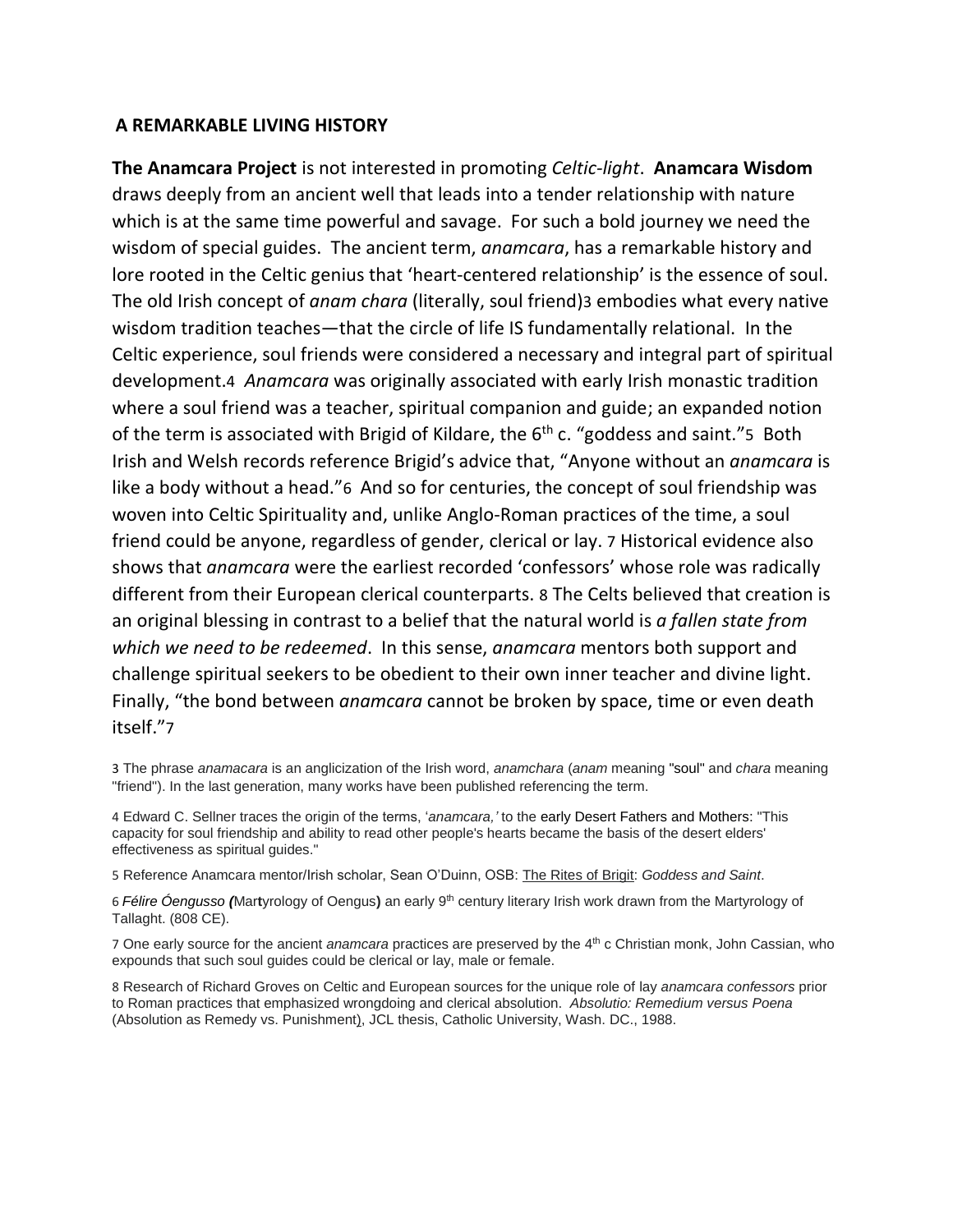## A REMARKABLE LIVING HISTORY

**The Anamcara Project** is not interested in promoting *Celtic-light*. **Anamcara Wisdom** draws deeply from an ancient well that leads into a tender relationship with nature which is at the same time powerful and savage. For such a bold journey we need the wisdom of special guides. The ancient term, *anamcara*, has a remarkable history and lore rooted in the Celtic genius that 'heart-centered relationship' is the essence of soul. The old Irish concept of *anam chara* (literally, soul friend)[3] embodies what every native wisdom tradition teaches—that the circle of life IS fundamentally relational. In the Celtic experience, soul friends were considered a necessary and integral part of spiritual development.[4] *Anamcara* was originally associated with early Irish monastic tradition where a soul friend was a teacher, spiritual companion and guide; an expanded notion of the term is associated with Brigid of Kildare, the 6th c. "goddess and saint."[5] Both Irish and Welsh records reference Brigid's advice that, "Anyone without an *anamcara* is like a body without a head."[6] And so for centuries, the concept of soul friendship was woven into Celtic Spirituality and, unlike Anglo-Roman practices of the time, a soul friend could be anyone, regardless of gender, clerical or lay. [7] Historical evidence also shows that *anamcara* were the earliest recorded 'confessors' whose role was radically different from their European clerical counterparts. [8] The Celts believed that creation is an original blessing in contrast to a belief that the natural world is *a fallen state from which we need to be redeemed*. In this sense, *anamcara* mentors both support and challenge spiritual seekers to be obedient to their own inner teacher and divine light. Finally, "the bond between *anamcara* cannot be broken by space, time or even death itself."[7]

3 The phrase *anamacara* is an anglicization of the Irish word, *anamchara* (*anam* meaning "soul" and *chara* meaning "friend"). In the last generation, many works have been published referencing the term.

4 Edward C. Sellner traces the origin of the terms, '*anamcara,'* to the early Desert Fathers and Mothers: "This capacity for soul friendship and ability to read other people's hearts became the basis of the desert elders' effectiveness as spiritual guides."

5 Reference Anamcara mentor/Irish scholar, Sean O'Duinn, OSB: The Rites of Brigit: *Goddess and Saint*.

6 *Félire Óengusso* (Martyrology of Oengus) an early 9th century literary Irish work drawn from the Martyrology of Tallaght. (808 CE).

7 One early source for the ancient *anamcara* practices are preserved by the 4th c Christian monk, John Cassian, who expounds that such soul guides could be clerical or lay, male or female.

8 Research of Richard Groves on Celtic and European sources for the unique role of lay *anamcara confessors* prior to Roman practices that emphasized wrongdoing and clerical absolution. *Absolutio: Remedium versus Poena* (Absolution as Remedy vs. Punishment), JCL thesis, Catholic University, Wash. DC., 1988.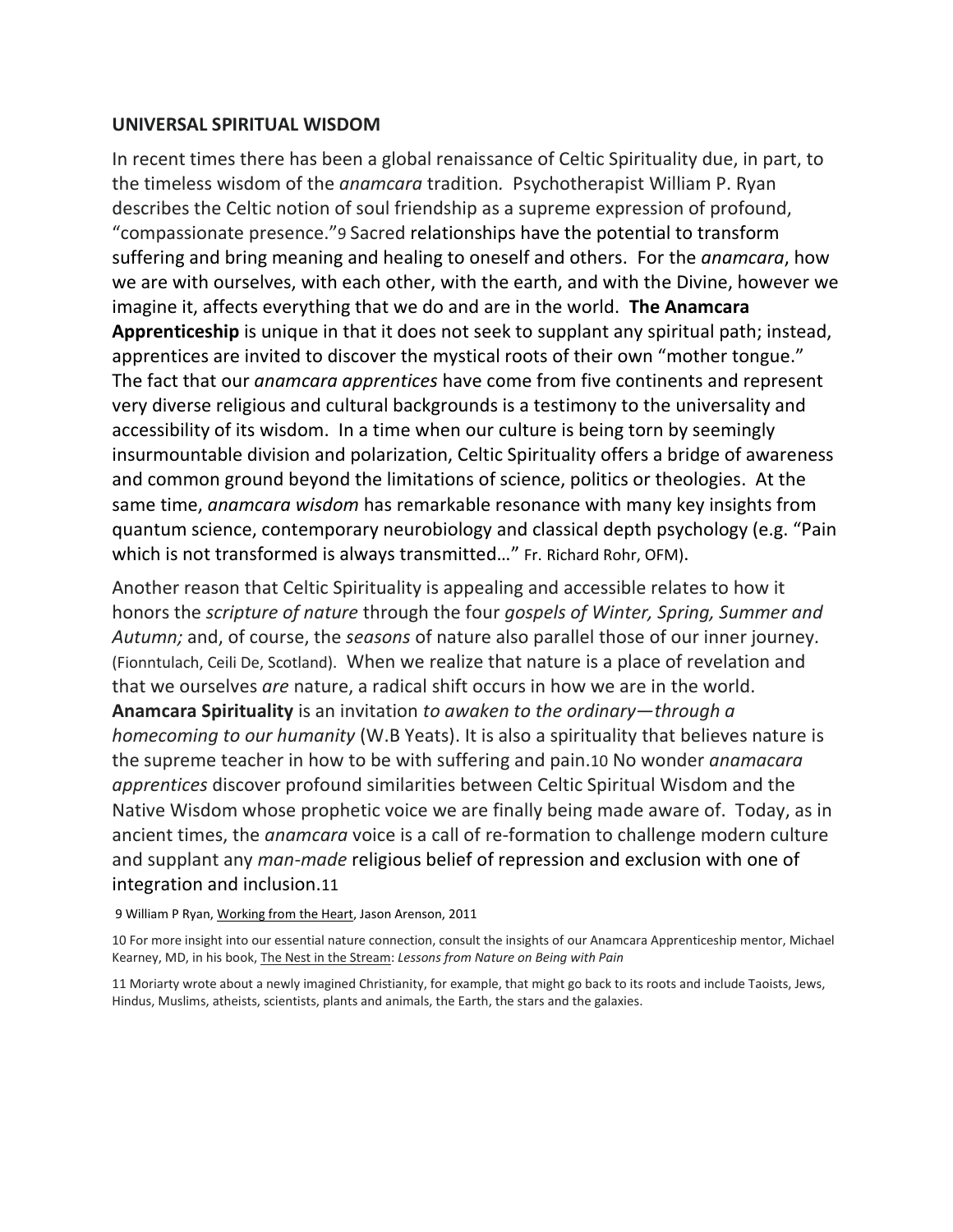## UNIVERSAL SPIRITUAL WISDOM

In recent times there has been a global renaissance of Celtic Spirituality due, in part, to the timeless wisdom of the *anamcara* tradition. Psychotherapist William P. Ryan describes the Celtic notion of soul friendship as a supreme expression of profound, "compassionate presence."[9] Sacred relationships have the potential to transform suffering and bring meaning and healing to oneself and others. For the *anamcara*, how we are with ourselves, with each other, with the earth, and with the Divine, however we imagine it, affects everything that we do and are in the world. **The Anamcara Apprenticeship** is unique in that it does not seek to supplant any spiritual path; instead, apprentices are invited to discover the mystical roots of their own "mother tongue." The fact that our *anamcara apprentices* have come from five continents and represent very diverse religious and cultural backgrounds is a testimony to the universality and accessibility of its wisdom. In a time when our culture is being torn by seemingly insurmountable division and polarization, Celtic Spirituality offers a bridge of awareness and common ground beyond the limitations of science, politics or theologies. At the same time, *anamcara wisdom* has remarkable resonance with many key insights from quantum science, contemporary neurobiology and classical depth psychology (e.g. "Pain which is not transformed is always transmitted…" Fr. Richard Rohr, OFM).

Another reason that Celtic Spirituality is appealing and accessible relates to how it honors the *scripture of nature* through the four *gospels of Winter, Spring, Summer and Autumn;* and, of course, the *seasons* of nature also parallel those of our inner journey. (Fionntulach, Ceili De, Scotland). When we realize that nature is a place of revelation and that we ourselves *are* nature, a radical shift occurs in how we are in the world. **Anamcara Spirituality** is an invitation *to awaken to the ordinary—through a homecoming to our humanity* (W.B Yeats). It is also a spirituality that believes nature is the supreme teacher in how to be with suffering and pain.[10] No wonder *anamacara apprentices* discover profound similarities between Celtic Spiritual Wisdom and the Native Wisdom whose prophetic voice we are finally being made aware of. Today, as in ancient times, the *anamcara* voice is a call of re-formation to challenge modern culture and supplant any *man-made* religious belief of repression and exclusion with one of integration and inclusion.[11]

9 William P Ryan, Working from the Heart, Jason Arenson, 2011

10 For more insight into our essential nature connection, consult the insights of our Anamcara Apprenticeship mentor, Michael Kearney, MD, in his book, The Nest in the Stream: *Lessons from Nature on Being with Pain*

11 Moriarty wrote about a newly imagined Christianity, for example, that might go back to its roots and include Taoists, Jews, Hindus, Muslims, atheists, scientists, plants and animals, the Earth, the stars and the galaxies.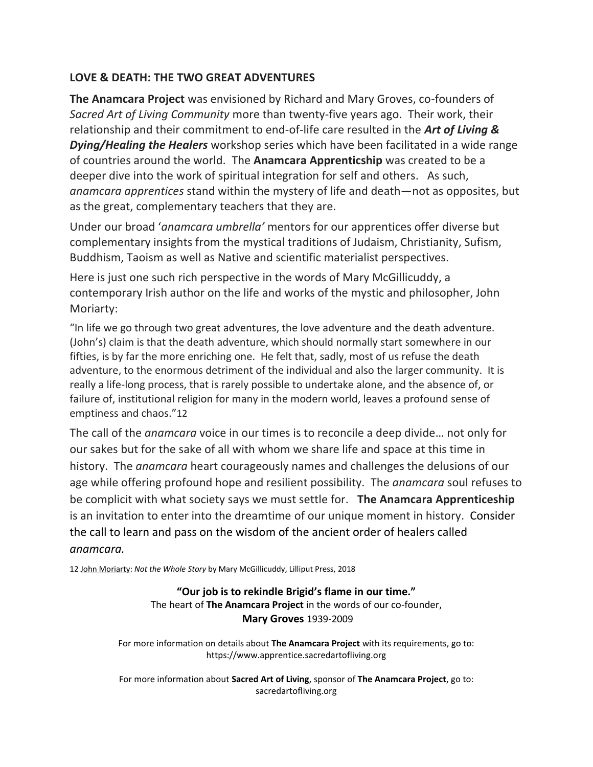## LOVE & DEATH: THE TWO GREAT ADVENTURES

**The Anamcara Project** was envisioned by Richard and Mary Groves, co-founders of *Sacred Art of Living Community* more than twenty-five years ago. Their work, their relationship and their commitment to end-of-life care resulted in the ***Art of Living & Dying/Healing the Healers*** workshop series which have been facilitated in a wide range of countries around the world. The **Anamcara Apprenticship** was created to be a deeper dive into the work of spiritual integration for self and others. As such, *anamcara apprentices* stand within the mystery of life and death—not as opposites, but as the great, complementary teachers that they are.

Under our broad '*anamcara umbrella'* mentors for our apprentices offer diverse but complementary insights from the mystical traditions of Judaism, Christianity, Sufism, Buddhism, Taoism as well as Native and scientific materialist perspectives.

Here is just one such rich perspective in the words of Mary McGillicuddy, a contemporary Irish author on the life and works of the mystic and philosopher, John Moriarty:

"In life we go through two great adventures, the love adventure and the death adventure. (John's) claim is that the death adventure, which should normally start somewhere in our fifties, is by far the more enriching one. He felt that, sadly, most of us refuse the death adventure, to the enormous detriment of the individual and also the larger community. It is really a life-long process, that is rarely possible to undertake alone, and the absence of, or failure of, institutional religion for many in the modern world, leaves a profound sense of emptiness and chaos."[12]

The call of the *anamcara* voice in our times is to reconcile a deep divide… not only for our sakes but for the sake of all with whom we share life and space at this time in history. The *anamcara* heart courageously names and challenges the delusions of our age while offering profound hope and resilient possibility. The *anamcara* soul refuses to be complicit with what society says we must settle for. **The Anamcara Apprenticeship** is an invitation to enter into the dreamtime of our unique moment in history. Consider the call to learn and pass on the wisdom of the ancient order of healers called *anamcara.*

12 John Moriarty: *Not the Whole Story* by Mary McGillicuddy, Lilliput Press, 2018

**"Our job is to rekindle Brigid's flame in our time."**
The heart of **The Anamcara Project** in the words of our co-founder,
**Mary Groves** 1939-2009

For more information on details about **The Anamcara Project** with its requirements, go to:
https://www.apprentice.sacredartofliving.org

For more information about **Sacred Art of Living**, sponsor of **The Anamcara Project**, go to:
sacredartofliving.org